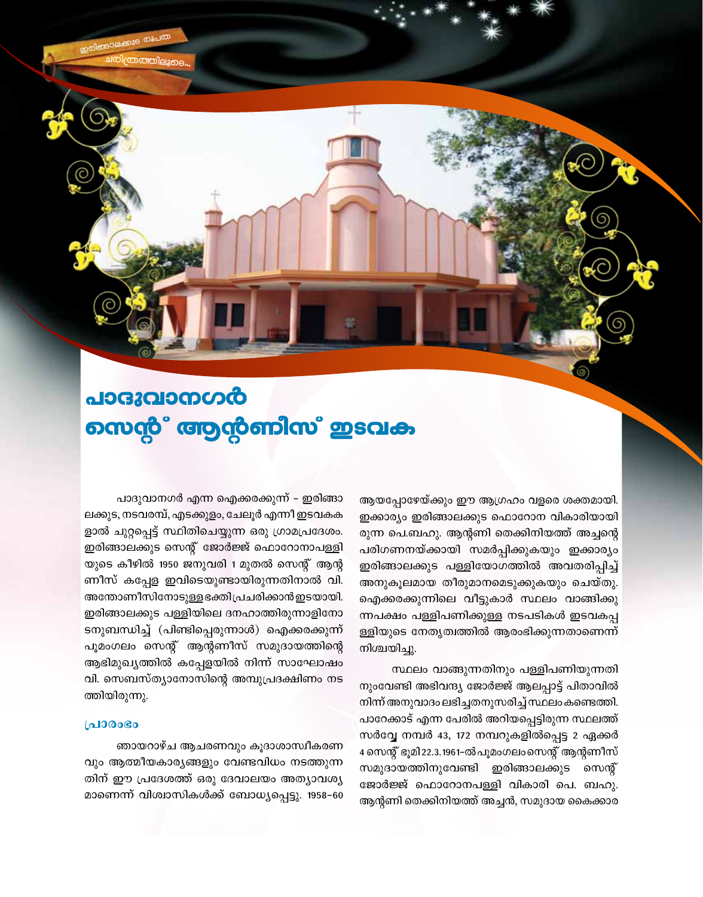# പാദുവാനഗർ സെന്റ് ആന്റണീസ് ഇടവക

പാദുവാനഗർ എന്ന ഐക്കരക്കുന്ന് - ഇരിങ്ങാലക്കുട, നടവരമ്പ്, എടക്കുളം, ചേലൂർ എന്നീ ഇടവകകളാൽ ചുറ്റപ്പെട്ട് സ്ഥിതിചെയ്യുന്ന ഒരു ഗ്രാമപ്രദേശം. ഇരിങ്ങാലക്കുട സെന്റ് ജോർജ്ജ് ഫൊറോനാപള്ളിയുടെ കീഴിൽ 1950 ജനുവരി 1 മുതൽ സെന്റ് ആന്റണീസ് കപ്പേള ഇവിടെയുണ്ടായിരുന്നതിനാൽ വി. അന്തോണീസിനോടുള്ള ഭക്തി പ്രചരിക്കാൻ ഇടയായി. ഇരിങ്ങാലക്കുട പള്ളിയിലെ ദനഹാത്തിരുന്നാളിനോടനുബന്ധിച്ച് (പിണ്ടിപ്പെരുന്നാൾ) ഐക്കരക്കുന്ന് പൂമംഗലം സെന്റ് ആന്റണീസ് സമുദായത്തിന്റെ ആഭിമുഖ്യത്തിൽ കപ്പേളയിൽ നിന്ന് സാഘോഷം വി. സെബസ്ത്യാനോസിന്റെ അമ്പുപ്രദക്ഷിണം നടത്തിയിരുന്നു.

## പ്രാരംഭം

ഞായറാഴ്ച ആചരണവും കൂദാശാസ്വീകരണവും ആത്മീയകാര്യങ്ങളും വേണ്ടവിധം നടത്തുന്നതിന് ഈ പ്രദേശത്ത് ഒരു ദേവാലയം അത്യാവശ്യമാണെന്ന് വിശ്വാസികൾക്ക് ബോധ്യപ്പെട്ടു. 1958-60 ആയപ്പോഴേയ്ക്കും ഈ ആഗ്രഹം വളരെ ശക്തമായി. ഇക്കാര്യം ഇരിങ്ങാലക്കുട ഫൊറോന വികാരിയായിരുന്ന പെ.ബഹു. ആന്റണി തെക്കിനിയത്ത് അച്ചന്റെ പരിഗണനയ്ക്കായി സമർപ്പിക്കുകയും ഇക്കാര്യം ഇരിങ്ങാലക്കുട പള്ളിയോഗത്തിൽ അവതരിപ്പിച്ച് അനുകൂലമായ തീരുമാനമെടുക്കുകയും ചെയ്തു. ഐക്കരക്കുന്നിലെ വീട്ടുകാർ സ്ഥലം വാങ്ങിക്കുന്നപക്ഷം പള്ളിപണിക്കുള്ള നടപടികൾ ഇടവകപ്പള്ളിയുടെ നേതൃത്വത്തിൽ ആരംഭിക്കുന്നതാണെന്ന് നിശ്ചയിച്ചു.

സ്ഥലം വാങ്ങുന്നതിനും പള്ളിപണിയുന്നതിനുംവേണ്ടി അഭിവന്ദ്യ ജോർജ്ജ് ആലപ്പാട്ട് പിതാവിൽ നിന്ന് അനുവാദം ലഭിച്ചതനുസരിച്ച് സ്ഥലം കണ്ടെത്തി. പാറേക്കാട് എന്ന പേരിൽ അറിയപ്പെട്ടിരുന്ന സ്ഥലത്ത് സർവ്വേ നമ്പർ 43, 172 നമ്പറുകളിൽപ്പെട്ട 2 ഏക്കർ 4 സെന്റ് ഭൂമി 22.3.1961-ൽ പൂമംഗലം സെന്റ് ആന്റണീസ് സമുദായത്തിനുവേണ്ടി ഇരിങ്ങാലക്കുട സെന്റ് ജോർജ്ജ് ഫൊറോനപള്ളി വികാരി പെ. ബഹു. ആന്റണി തെക്കിനിയത്ത് അച്ചൻ, സമുദായ കൈക്കാര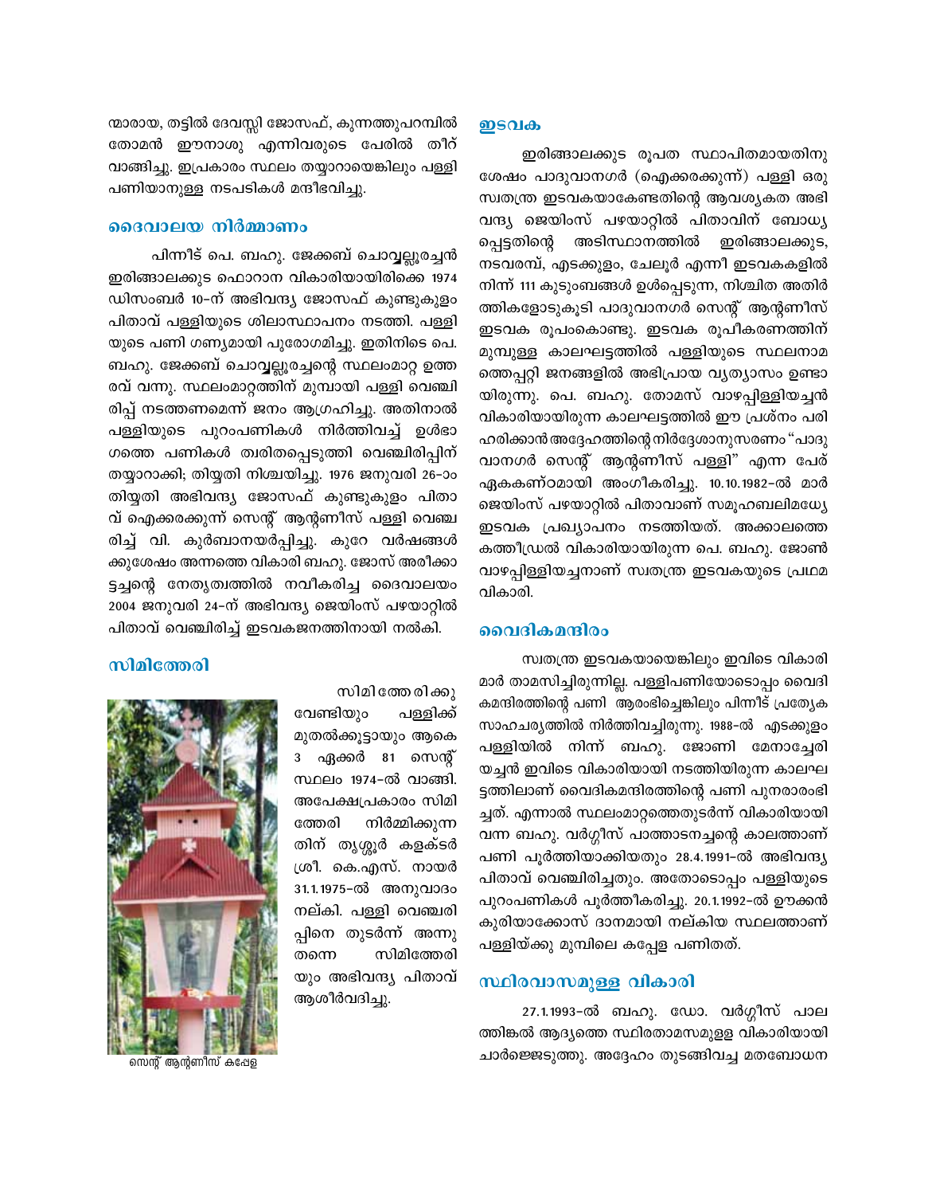ന്മാരായ, തട്ടിൽ ദേവസ്സി ജോസഫ്, കുന്നത്തുപറമ്പിൽ തോമൻ ഈനാശു എന്നിവരുടെ പേരിൽ തീറ് വാങ്ങിച്ചു. ഇപ്രകാരം സ്ഥലം തയ്യാറായെങ്കിലും പള്ളി പണിയാനുള്ള നടപടികൾ മന്ദീഭവിച്ചു.

## ദൈവാലയ നിർമ്മാണം

പിന്നീട് പെ. ബഹു. ജേക്കബ് ചൊവ്വല്ലൂരച്ചൻ ഇരിങ്ങാലക്കുട ഫൊറോന വികാരിയായിരിക്കെ 1974 ഡിസംബർ 10-ന് അഭിവന്ദ്യ ജോസഫ് കുണ്ടുകുളം പിതാവ് പള്ളിയുടെ ശിലാസ്ഥാപനം നടത്തി. പള്ളിയുടെ പണി ഗണ്യമായി പുരോഗമിച്ചു. ഇതിനിടെ പെ. ബഹു. ജേക്കബ് ചൊവ്വല്ലൂരച്ചന്റെ സ്ഥലംമാറ്റ ഉത്തരവ് വന്നു. സ്ഥലംമാറ്റത്തിന് മുമ്പായി പള്ളി വെഞ്ചിരിപ്പ് നടത്തണമെന്ന് ജനം ആഗ്രഹിച്ചു. അതിനാൽ പള്ളിയുടെ പുറംപണികൾ നിർത്തിവച്ച് ഉൾഭാഗത്തെ പണികൾ ത്വരിതപ്പെടുത്തി വെഞ്ചിരിപ്പിന് തയ്യാറാക്കി; തിയ്യതി നിശ്ചയിച്ചു. 1976 ജനുവരി 26-ാം തിയ്യതി അഭിവന്ദ്യ ജോസഫ് കുണ്ടുകുളം പിതാവ് ഐക്കരക്കുന്ന് സെന്റ് ആന്റണീസ് പള്ളി വെഞ്ചരിച്ച് വി. കുർബാനയർപ്പിച്ചു. കുറേ വർഷങ്ങൾക്കുശേഷം അന്നത്തെ വികാരി ബഹു. ജോസ് അരീക്കാട്ടച്ചന്റെ നേതൃത്വത്തിൽ നവീകരിച്ച ദൈവാലയം 2004 ജനുവരി 24-ന് അഭിവന്ദ്യ ജെയിംസ് പഴയാറ്റിൽ പിതാവ് വെഞ്ചിരിച്ച് ഇടവകജനത്തിനായി നൽകി.

## സിമിത്തേരി

സിമിത്തേരിക്കു വേണ്ടിയും പള്ളിക്ക് മുതൽക്കൂട്ടായും ആകെ 3 ഏക്കർ 81 സെന്റ് സ്ഥലം 1974-ൽ വാങ്ങി. അപേക്ഷപ്രകാരം സിമിത്തേരി നിർമ്മിക്കുന്നതിന് തൃശ്ശൂർ കളക്ടർ ശ്രീ. കെ.എസ്. നായർ 31.1.1975-ൽ അനുവാദം നല്കി. പള്ളി വെഞ്ചരിപ്പിനെ തുടർന്ന് അന്നു തന്നെ സിമിത്തേരിയും അഭിവന്ദ്യ പിതാവ് ആശീർവദിച്ചു.

സെന്റ് ആന്റണീസ് കപ്പേള

## ഇടവക

ഇരിങ്ങാലക്കുട രൂപത സ്ഥാപിതമായതിനു ശേഷം പാദുവാനഗർ (ഐക്കരക്കുന്ന്) പള്ളി ഒരു സ്വതന്ത്ര ഇടവകയാകേണ്ടതിന്റെ ആവശ്യകത അഭിവന്ദ്യ ജെയിംസ് പഴയാറ്റിൽ പിതാവിന് ബോധ്യപ്പെട്ടതിന്റെ അടിസ്ഥാനത്തിൽ ഇരിങ്ങാലക്കുട, നടവരമ്പ്, എടക്കുളം, ചേലൂർ എന്നീ ഇടവകകളിൽ നിന്ന് 111 കുടുംബങ്ങൾ ഉൾപ്പെടുന്ന, നിശ്ചിത അതിർത്തികളോടുകൂടി പാദുവാനഗർ സെന്റ് ആന്റണീസ് ഇടവക രൂപംകൊണ്ടു. ഇടവക രൂപീകരണത്തിന് മുമ്പുള്ള കാലഘട്ടത്തിൽ പള്ളിയുടെ സ്ഥലനാമത്തെപ്പറ്റി ജനങ്ങളിൽ അഭിപ്രായ വ്യത്യാസം ഉണ്ടായിരുന്നു. പെ. ബഹു. തോമസ് വാഴപ്പിള്ളിയച്ചൻ വികാരിയായിരുന്ന കാലഘട്ടത്തിൽ ഈ പ്രശ്നം പരിഹരിക്കാൻ അദ്ദേഹത്തിന്റെ നിർദ്ദേശാനുസരണം "പാദുവാനഗർ സെന്റ് ആന്റണീസ് പള്ളി" എന്ന പേര് ഏകകണ്ഠമായി അംഗീകരിച്ചു. 10.10.1982-ൽ മാർ ജെയിംസ് പഴയാറ്റിൽ പിതാവാണ് സമൂഹബലിമധ്യേ ഇടവക പ്രഖ്യാപനം നടത്തിയത്. അക്കാലത്തെ കത്തീഡ്രൽ വികാരിയായിരുന്ന പെ. ബഹു. ജോൺ വാഴപ്പിള്ളിയച്ചനാണ് സ്വതന്ത്ര ഇടവകയുടെ പ്രഥമ വികാരി.

## വൈദികമന്ദിരം

സ്വതന്ത്ര ഇടവകയായെങ്കിലും ഇവിടെ വികാരിമാർ താമസിച്ചിരുന്നില്ല. പള്ളിപണിയോടൊപ്പം വൈദികമന്ദിരത്തിന്റെ പണി ആരംഭിച്ചെങ്കിലും പിന്നീട് പ്രത്യേക സാഹചര്യത്തിൽ നിർത്തിവച്ചിരുന്നു. 1988-ൽ എടക്കുളം പള്ളിയിൽ നിന്ന് ബഹു. ജോണി മേനാച്ചേരിയച്ചൻ ഇവിടെ വികാരിയായി നടത്തിയിരുന്ന കാലഘട്ടത്തിലാണ് വൈദികമന്ദിരത്തിന്റെ പണി പുനരാരംഭിച്ചത്. എന്നാൽ സ്ഥലംമാറ്റത്തെതുടർന്ന് വികാരിയായി വന്ന ബഹു. വർഗ്ഗീസ് പാത്താടനച്ചന്റെ കാലത്താണ് പണി പൂർത്തിയാക്കിയതും 28.4.1991-ൽ അഭിവന്ദ്യ പിതാവ് വെഞ്ചിരിച്ചതും. അതോടൊപ്പം പള്ളിയുടെ പുറംപണികൾ പൂർത്തീകരിച്ചു. 20.1.1992-ൽ ഊക്കൻ കുരിയാക്കോസ് ദാനമായി നല്കിയ സ്ഥലത്താണ് പള്ളിയ്ക്കു മുമ്പിലെ കപ്പേള പണിതത്.

## സ്ഥിരവാസമുള്ള വികാരി

27.1.1993-ൽ ബഹു. ഡോ. വർഗ്ഗീസ് പാലത്തിങ്കൽ ആദ്യത്തെ സ്ഥിരതാമസമുള്ള വികാരിയായി ചാർജ്ജെടുത്തു. അദ്ദേഹം തുടങ്ങിവച്ച മതബോധന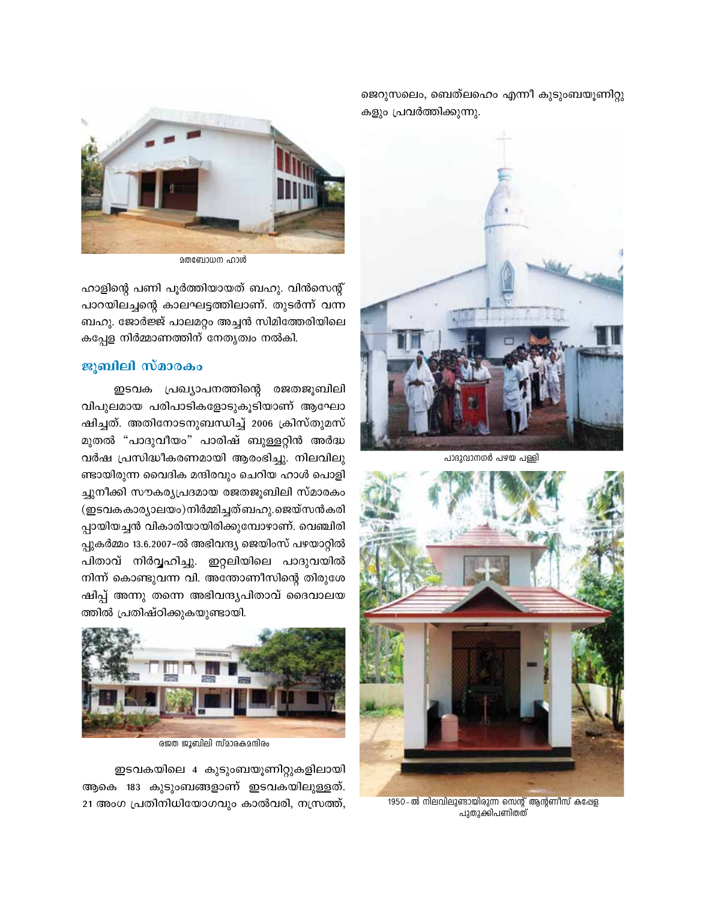മതബോധന ഹാൾ

ഹാളിന്റെ പണി പൂർത്തിയായത് ബഹു. വിൻസെന്റ് പാറയിലച്ചന്റെ കാലഘട്ടത്തിലാണ്. തുടർന്ന് വന്ന ബഹു. ജോർജ്ജ് പാലമറ്റം അച്ചൻ സിമിത്തേരിയിലെ കപ്പേള നിർമ്മാണത്തിന് നേതൃത്വം നൽകി.

## ജൂബിലി സ്മാരകം

ഇടവക പ്രഖ്യാപനത്തിന്റെ രജതജൂബിലി വിപുലമായ പരിപാടികളോടുകൂടിയാണ് ആഘോഷിച്ചത്. അതിനോടനുബന്ധിച്ച് 2006 ക്രിസ്തുമസ് മുതൽ "പാദുവീയം" പാരിഷ് ബുള്ളറ്റിൻ അർദ്ധ വർഷ പ്രസിദ്ധീകരണമായി ആരംഭിച്ചു. നിലവിലുണ്ടായിരുന്ന വൈദിക മന്ദിരവും ചെറിയ ഹാൾ പൊളിച്ചുനീക്കി സൗകര്യപ്രദമായ രജതജൂബിലി സ്മാരകം (ഇടവകകാര്യാലയം) നിർമ്മിച്ചത്ബഹു.ജെയ്സൻകരിപ്പായിയച്ചൻ വികാരിയായിരിക്കുമ്പോഴാണ്. വെഞ്ചിരിപ്പുകർമ്മം 13.6.2007-ൽ അഭിവന്ദ്യ ജെയിംസ് പഴയാറ്റിൽ പിതാവ് നിർവ്വഹിച്ചു. ഇറ്റലിയിലെ പാദുവയിൽ നിന്ന് കൊണ്ടുവന്ന വി. അന്തോണീസിന്റെ തിരുശേഷിപ്പ് അന്നു തന്നെ അഭിവന്ദ്യപിതാവ് ദൈവാലയത്തിൽ പ്രതിഷ്ഠിക്കുകയുണ്ടായി.

രജത ജൂബിലി സ്മാരകമന്ദിരം

ഇടവകയിലെ 4 കുടുംബയൂണിറ്റുകളിലായി ആകെ 183 കുടുംബങ്ങളാണ് ഇടവകയിലുള്ളത്. 21 അംഗ പ്രതിനിധിയോഗവും കാൽവരി, നസ്രത്ത്, ജെറുസലെം, ബെത്ലഹെം എന്നീ കുടുംബയൂണിറ്റുകളും പ്രവർത്തിക്കുന്നു.

പാദുവാനഗർ പഴയ പള്ളി

1950 - ൽ നിലവിലുണ്ടായിരുന്ന സെന്റ് ആന്റണീസ് കപ്പേള പുതുക്കിപണിതത്